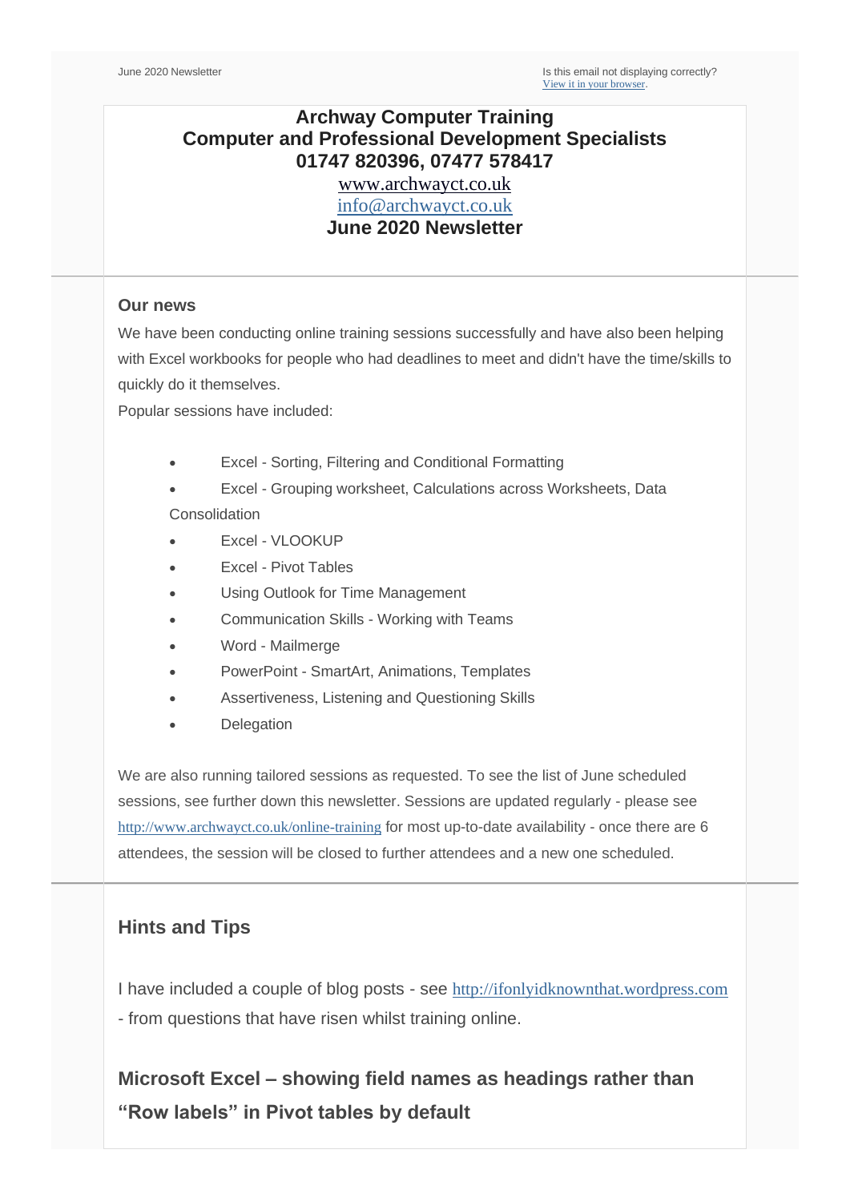June 2020 Newsletter

Is this email not displaying correctly?
View it in your browser.

**Archway Computer Training**
**Computer and Professional Development Specialists**
**01747 820396, 07477 578417**
www.archwayct.co.uk
info@archwayct.co.uk
**June 2020 Newsletter**

## Our news

We have been conducting online training sessions successfully and have also been helping with Excel workbooks for people who had deadlines to meet and didn't have the time/skills to quickly do it themselves.

Popular sessions have included:

- Excel - Sorting, Filtering and Conditional Formatting
- Excel - Grouping worksheet, Calculations across Worksheets, Data Consolidation
- Excel - VLOOKUP
- Excel - Pivot Tables
- Using Outlook for Time Management
- Communication Skills - Working with Teams
- Word - Mailmerge
- PowerPoint - SmartArt, Animations, Templates
- Assertiveness, Listening and Questioning Skills
- Delegation

We are also running tailored sessions as requested. To see the list of June scheduled sessions, see further down this newsletter. Sessions are updated regularly - please see http://www.archwayct.co.uk/online-training for most up-to-date availability - once there are 6 attendees, the session will be closed to further attendees and a new one scheduled.

## Hints and Tips

I have included a couple of blog posts - see http://ifonlyidknownthat.wordpress.com - from questions that have risen whilst training online.

### Microsoft Excel – showing field names as headings rather than "Row labels" in Pivot tables by default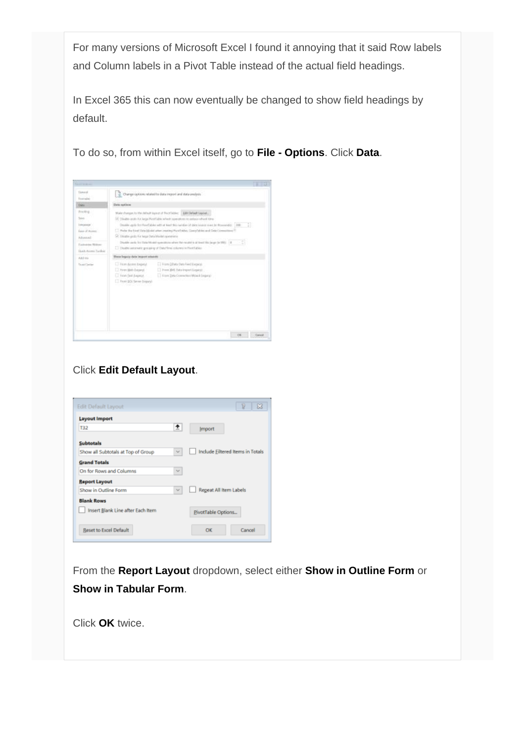For many versions of Microsoft Excel I found it annoying that it said Row labels and Column labels in a Pivot Table instead of the actual field headings.

In Excel 365 this can now eventually be changed to show field headings by default.

To do so, from within Excel itself, go to **File - Options**. Click **Data**.

Click **Edit Default Layout**.

From the **Report Layout** dropdown, select either **Show in Outline Form** or **Show in Tabular Form**.

Click **OK** twice.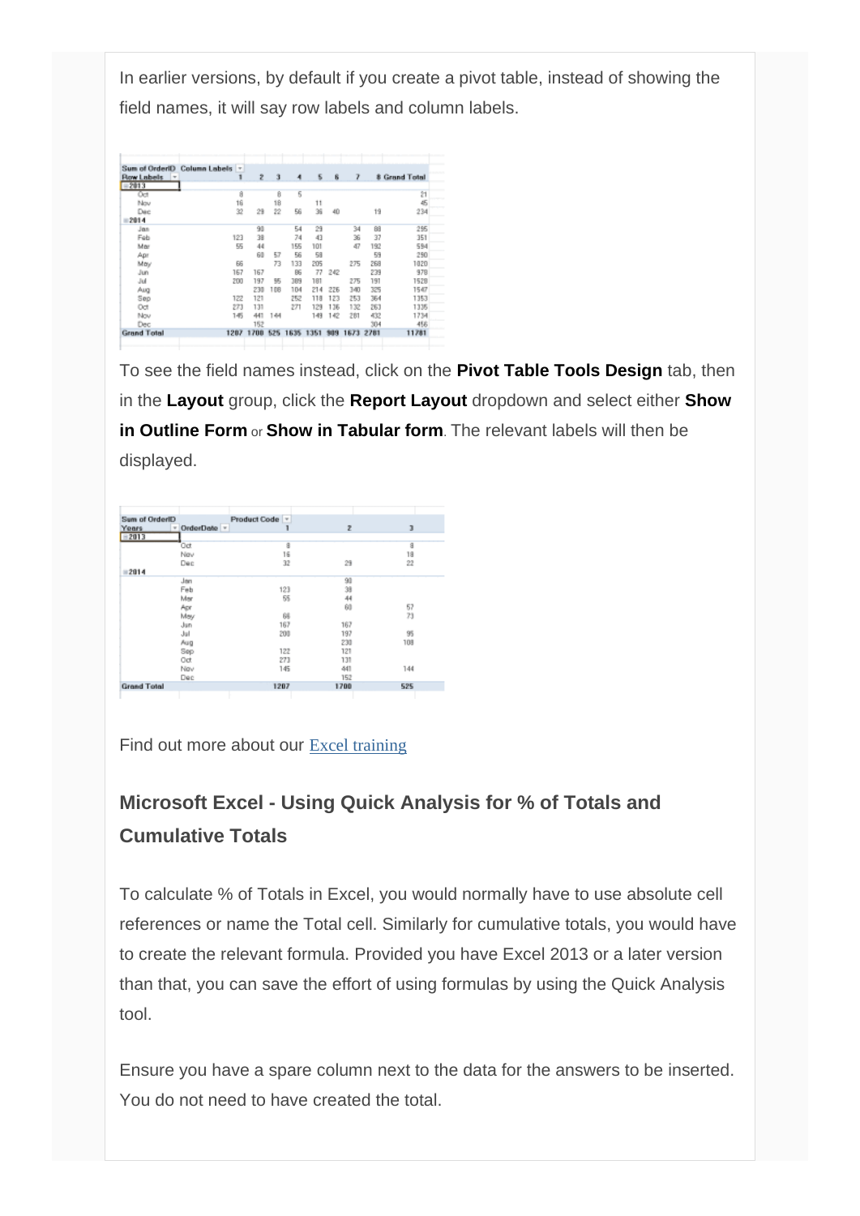In earlier versions, by default if you create a pivot table, instead of showing the field names, it will say row labels and column labels.

| Sum of OrderID | Column Labels | | | | | | | | |
|---|---|---|---|---|---|---|---|---|---|
| Row Labels | 1 | 2 | 3 | 4 | 5 | 6 | 7 | 8 | Grand Total |
| **2013** | | | | | | | | | |
| Oct | 8 | | 8 | 5 | | | | | 21 |
| Nov | 16 | | 18 | | 11 | | | | 45 |
| Dec | 32 | 29 | 22 | 56 | 36 | 40 | | 19 | 234 |
| **2014** | | | | | | | | | |
| Jan | | 90 | | 54 | 29 | | 34 | 88 | 295 |
| Feb | 123 | 38 | | 74 | 43 | | 36 | 37 | 351 |
| Mar | 55 | 44 | | 155 | 101 | | 47 | 192 | 594 |
| Apr | | 60 | 57 | 56 | 58 | | | 59 | 290 |
| May | 66 | | 73 | 133 | 205 | | 275 | 268 | 1020 |
| Jun | 167 | 167 | | 86 | 77 | 242 | | 239 | 978 |
| Jul | 200 | 197 | 95 | 389 | 181 | | 275 | 191 | 1528 |
| Aug | | 230 | 108 | 104 | 214 | 226 | 340 | 325 | 1547 |
| Sep | 122 | 121 | | 252 | 118 | 123 | 253 | 364 | 1353 |
| Oct | 273 | 131 | | 271 | 129 | 136 | 132 | 263 | 1335 |
| Nov | 145 | 441 | 144 | | 149 | 142 | 281 | 432 | 1734 |
| Dec | | 152 | | | | | | 304 | 456 |
| **Grand Total** | 1207 | 1700 | 525 | 1635 | 1351 | 909 | 1673 | 2781 | 11781 |

To see the field names instead, click on the **Pivot Table Tools Design** tab, then in the **Layout** group, click the **Report Layout** dropdown and select either **Show in Outline Form** or **Show in Tabular form**. The relevant labels will then be displayed.

| Sum of OrderID | | Product Code | | |
|---|---|---|---|---|
| Years | OrderDate | 1 | 2 | 3 |
| **2013** | | | | |
| | Oct | 8 | | 8 |
| | Nov | 16 | | 18 |
| | Dec | 32 | 29 | 22 |
| **2014** | | | | |
| | Jan | | 90 | |
| | Feb | 123 | 38 | |
| | Mar | 55 | 44 | |
| | Apr | | 60 | 57 |
| | May | 66 | | 73 |
| | Jun | 167 | 167 | |
| | Jul | 200 | 197 | 95 |
| | Aug | | 230 | 108 |
| | Sep | 122 | 121 | |
| | Oct | 273 | 131 | |
| | Nov | 145 | 441 | 144 |
| | Dec | | 152 | |
| **Grand Total** | | 1207 | 1700 | 525 |

Find out more about our [Excel training]

## Microsoft Excel - Using Quick Analysis for % of Totals and Cumulative Totals

To calculate % of Totals in Excel, you would normally have to use absolute cell references or name the Total cell. Similarly for cumulative totals, you would have to create the relevant formula. Provided you have Excel 2013 or a later version than that, you can save the effort of using formulas by using the Quick Analysis tool.

Ensure you have a spare column next to the data for the answers to be inserted. You do not need to have created the total.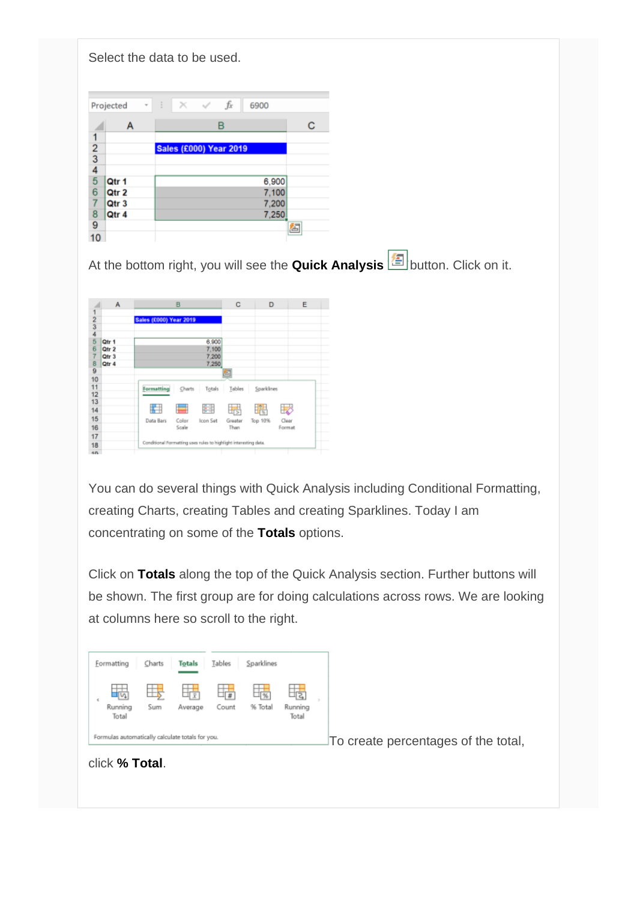Select the data to be used.

At the bottom right, you will see the **Quick Analysis** button. Click on it.

You can do several things with Quick Analysis including Conditional Formatting, creating Charts, creating Tables and creating Sparklines. Today I am concentrating on some of the **Totals** options.

Click on **Totals** along the top of the Quick Analysis section. Further buttons will be shown. The first group are for doing calculations across rows. We are looking at columns here so scroll to the right.

To create percentages of the total, click **% Total**.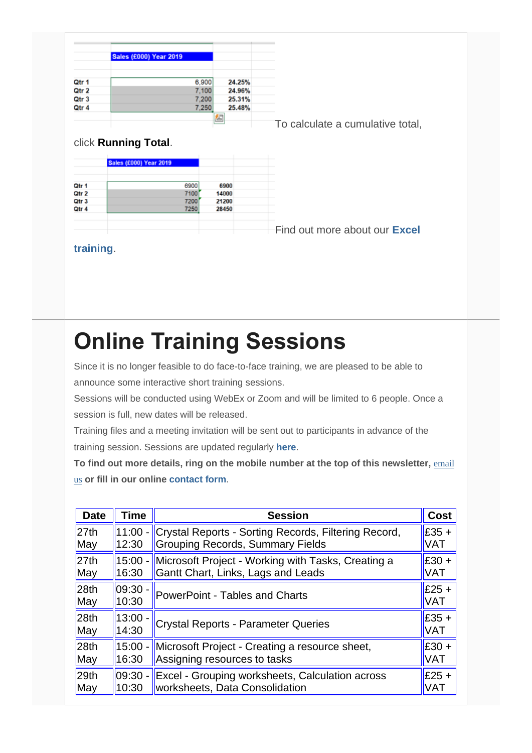| | Sales (£000) Year 2019 | |
|---|---|---|
| Qtr 1 | 6,900 | 24.25% |
| Qtr 2 | 7,100 | 24.96% |
| Qtr 3 | 7,200 | 25.31% |
| Qtr 4 | 7,250 | 25.48% |

To calculate a cumulative total, click **Running Total**.

| | Sales (£000) Year 2019 | |
|---|---|---|
| Qtr 1 | 6900 | 6900 |
| Qtr 2 | 7100 | 14000 |
| Qtr 3 | 7200 | 21200 |
| Qtr 4 | 7250 | 28450 |

Find out more about our **Excel training**.

# Online Training Sessions

Since it is no longer feasible to do face-to-face training, we are pleased to be able to announce some interactive short training sessions.

Sessions will be conducted using WebEx or Zoom and will be limited to 6 people. Once a session is full, new dates will be released.

Training files and a meeting invitation will be sent out to participants in advance of the training session. Sessions are updated regularly **here**.

**To find out more details, ring on the mobile number at the top of this newsletter,** email us **or fill in our online contact form**.

| Date | Time | Session | Cost |
|---|---|---|---|
| 27th May | 11:00 - 12:30 | Crystal Reports - Sorting Records, Filtering Record, Grouping Records, Summary Fields | £35 + VAT |
| 27th May | 15:00 - 16:30 | Microsoft Project - Working with Tasks, Creating a Gantt Chart, Links, Lags and Leads | £30 + VAT |
| 28th May | 09:30 - 10:30 | PowerPoint - Tables and Charts | £25 + VAT |
| 28th May | 13:00 - 14:30 | Crystal Reports - Parameter Queries | £35 + VAT |
| 28th May | 15:00 - 16:30 | Microsoft Project - Creating a resource sheet, Assigning resources to tasks | £30 + VAT |
| 29th May | 09:30 - 10:30 | Excel - Grouping worksheets, Calculation across worksheets, Data Consolidation | £25 + VAT |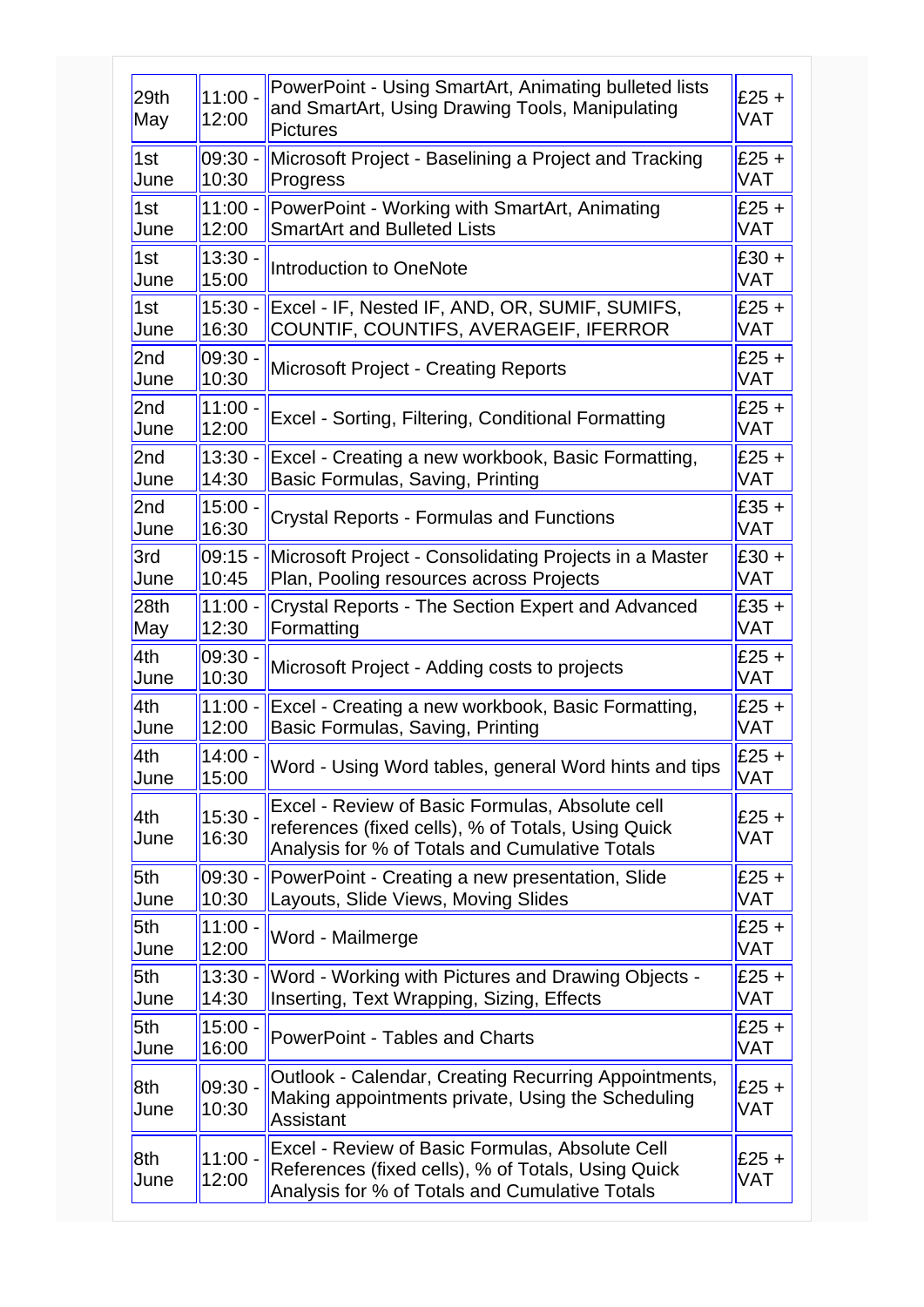| 29th May | 11:00 - 12:00 | PowerPoint - Using SmartArt, Animating bulleted lists and SmartArt, Using Drawing Tools, Manipulating Pictures | £25 + VAT |
|---|---|---|---|
| 1st June | 09:30 - 10:30 | Microsoft Project - Baselining a Project and Tracking Progress | £25 + VAT |
| 1st June | 11:00 - 12:00 | PowerPoint - Working with SmartArt, Animating SmartArt and Bulleted Lists | £25 + VAT |
| 1st June | 13:30 - 15:00 | Introduction to OneNote | £30 + VAT |
| 1st June | 15:30 - 16:30 | Excel - IF, Nested IF, AND, OR, SUMIF, SUMIFS, COUNTIF, COUNTIFS, AVERAGEIF, IFERROR | £25 + VAT |
| 2nd June | 09:30 - 10:30 | Microsoft Project - Creating Reports | £25 + VAT |
| 2nd June | 11:00 - 12:00 | Excel - Sorting, Filtering, Conditional Formatting | £25 + VAT |
| 2nd June | 13:30 - 14:30 | Excel - Creating a new workbook, Basic Formatting, Basic Formulas, Saving, Printing | £25 + VAT |
| 2nd June | 15:00 - 16:30 | Crystal Reports - Formulas and Functions | £35 + VAT |
| 3rd June | 09:15 - 10:45 | Microsoft Project - Consolidating Projects in a Master Plan, Pooling resources across Projects | £30 + VAT |
| 28th May | 11:00 - 12:30 | Crystal Reports - The Section Expert and Advanced Formatting | £35 + VAT |
| 4th June | 09:30 - 10:30 | Microsoft Project - Adding costs to projects | £25 + VAT |
| 4th June | 11:00 - 12:00 | Excel - Creating a new workbook, Basic Formatting, Basic Formulas, Saving, Printing | £25 + VAT |
| 4th June | 14:00 - 15:00 | Word - Using Word tables, general Word hints and tips | £25 + VAT |
| 4th June | 15:30 - 16:30 | Excel - Review of Basic Formulas, Absolute cell references (fixed cells), % of Totals, Using Quick Analysis for % of Totals and Cumulative Totals | £25 + VAT |
| 5th June | 09:30 - 10:30 | PowerPoint - Creating a new presentation, Slide Layouts, Slide Views, Moving Slides | £25 + VAT |
| 5th June | 11:00 - 12:00 | Word - Mailmerge | £25 + VAT |
| 5th June | 13:30 - 14:30 | Word - Working with Pictures and Drawing Objects - Inserting, Text Wrapping, Sizing, Effects | £25 + VAT |
| 5th June | 15:00 - 16:00 | PowerPoint - Tables and Charts | £25 + VAT |
| 8th June | 09:30 - 10:30 | Outlook - Calendar, Creating Recurring Appointments, Making appointments private, Using the Scheduling Assistant | £25 + VAT |
| 8th June | 11:00 - 12:00 | Excel - Review of Basic Formulas, Absolute Cell References (fixed cells), % of Totals, Using Quick Analysis for % of Totals and Cumulative Totals | £25 + VAT |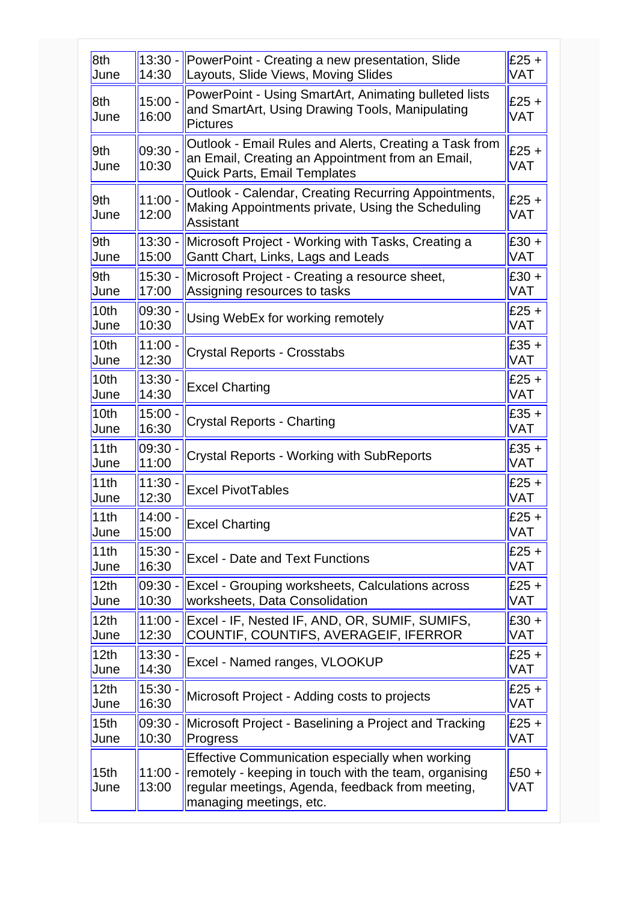| | | | |
|---|---|---|---|
| 8th June | 13:30 - 14:30 | PowerPoint - Creating a new presentation, Slide Layouts, Slide Views, Moving Slides | £25 + VAT |
| 8th June | 15:00 - 16:00 | PowerPoint - Using SmartArt, Animating bulleted lists and SmartArt, Using Drawing Tools, Manipulating Pictures | £25 + VAT |
| 9th June | 09:30 - 10:30 | Outlook - Email Rules and Alerts, Creating a Task from an Email, Creating an Appointment from an Email, Quick Parts, Email Templates | £25 + VAT |
| 9th June | 11:00 - 12:00 | Outlook - Calendar, Creating Recurring Appointments, Making Appointments private, Using the Scheduling Assistant | £25 + VAT |
| 9th June | 13:30 - 15:00 | Microsoft Project - Working with Tasks, Creating a Gantt Chart, Links, Lags and Leads | £30 + VAT |
| 9th June | 15:30 - 17:00 | Microsoft Project - Creating a resource sheet, Assigning resources to tasks | £30 + VAT |
| 10th June | 09:30 - 10:30 | Using WebEx for working remotely | £25 + VAT |
| 10th June | 11:00 - 12:30 | Crystal Reports - Crosstabs | £35 + VAT |
| 10th June | 13:30 - 14:30 | Excel Charting | £25 + VAT |
| 10th June | 15:00 - 16:30 | Crystal Reports - Charting | £35 + VAT |
| 11th June | 09:30 - 11:00 | Crystal Reports - Working with SubReports | £35 + VAT |
| 11th June | 11:30 - 12:30 | Excel PivotTables | £25 + VAT |
| 11th June | 14:00 - 15:00 | Excel Charting | £25 + VAT |
| 11th June | 15:30 - 16:30 | Excel - Date and Text Functions | £25 + VAT |
| 12th June | 09:30 - 10:30 | Excel - Grouping worksheets, Calculations across worksheets, Data Consolidation | £25 + VAT |
| 12th June | 11:00 - 12:30 | Excel - IF, Nested IF, AND, OR, SUMIF, SUMIFS, COUNTIF, COUNTIFS, AVERAGEIF, IFERROR | £30 + VAT |
| 12th June | 13:30 - 14:30 | Excel - Named ranges, VLOOKUP | £25 + VAT |
| 12th June | 15:30 - 16:30 | Microsoft Project - Adding costs to projects | £25 + VAT |
| 15th June | 09:30 - 10:30 | Microsoft Project - Baselining a Project and Tracking Progress | £25 + VAT |
| 15th June | 11:00 - 13:00 | Effective Communication especially when working remotely - keeping in touch with the team, organising regular meetings, Agenda, feedback from meeting, managing meetings, etc. | £50 + VAT |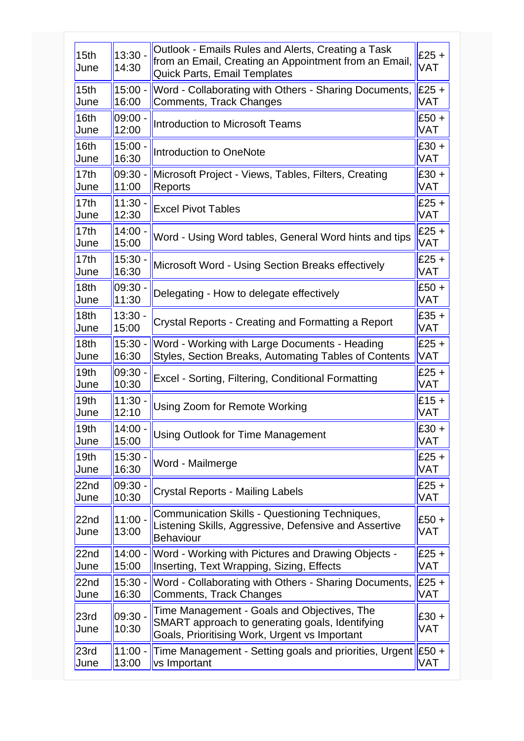| 15th June | 13:30 - 14:30 | Outlook - Emails Rules and Alerts, Creating a Task from an Email, Creating an Appointment from an Email, Quick Parts, Email Templates | £25 + VAT |
|---|---|---|---|
| 15th June | 15:00 - 16:00 | Word - Collaborating with Others - Sharing Documents, Comments, Track Changes | £25 + VAT |
| 16th June | 09:00 - 12:00 | Introduction to Microsoft Teams | £50 + VAT |
| 16th June | 15:00 - 16:30 | Introduction to OneNote | £30 + VAT |
| 17th June | 09:30 - 11:00 | Microsoft Project - Views, Tables, Filters, Creating Reports | £30 + VAT |
| 17th June | 11:30 - 12:30 | Excel Pivot Tables | £25 + VAT |
| 17th June | 14:00 - 15:00 | Word - Using Word tables, General Word hints and tips | £25 + VAT |
| 17th June | 15:30 - 16:30 | Microsoft Word - Using Section Breaks effectively | £25 + VAT |
| 18th June | 09:30 - 11:30 | Delegating - How to delegate effectively | £50 + VAT |
| 18th June | 13:30 - 15:00 | Crystal Reports - Creating and Formatting a Report | £35 + VAT |
| 18th June | 15:30 - 16:30 | Word - Working with Large Documents - Heading Styles, Section Breaks, Automating Tables of Contents | £25 + VAT |
| 19th June | 09:30 - 10:30 | Excel - Sorting, Filtering, Conditional Formatting | £25 + VAT |
| 19th June | 11:30 - 12:10 | Using Zoom for Remote Working | £15 + VAT |
| 19th June | 14:00 - 15:00 | Using Outlook for Time Management | £30 + VAT |
| 19th June | 15:30 - 16:30 | Word - Mailmerge | £25 + VAT |
| 22nd June | 09:30 - 10:30 | Crystal Reports - Mailing Labels | £25 + VAT |
| 22nd June | 11:00 - 13:00 | Communication Skills - Questioning Techniques, Listening Skills, Aggressive, Defensive and Assertive Behaviour | £50 + VAT |
| 22nd June | 14:00 - 15:00 | Word - Working with Pictures and Drawing Objects - Inserting, Text Wrapping, Sizing, Effects | £25 + VAT |
| 22nd June | 15:30 - 16:30 | Word - Collaborating with Others - Sharing Documents, Comments, Track Changes | £25 + VAT |
| 23rd June | 09:30 - 10:30 | Time Management - Goals and Objectives, The SMART approach to generating goals, Identifying Goals, Prioritising Work, Urgent vs Important | £30 + VAT |
| 23rd June | 11:00 - 13:00 | Time Management - Setting goals and priorities, Urgent vs Important | £50 + VAT |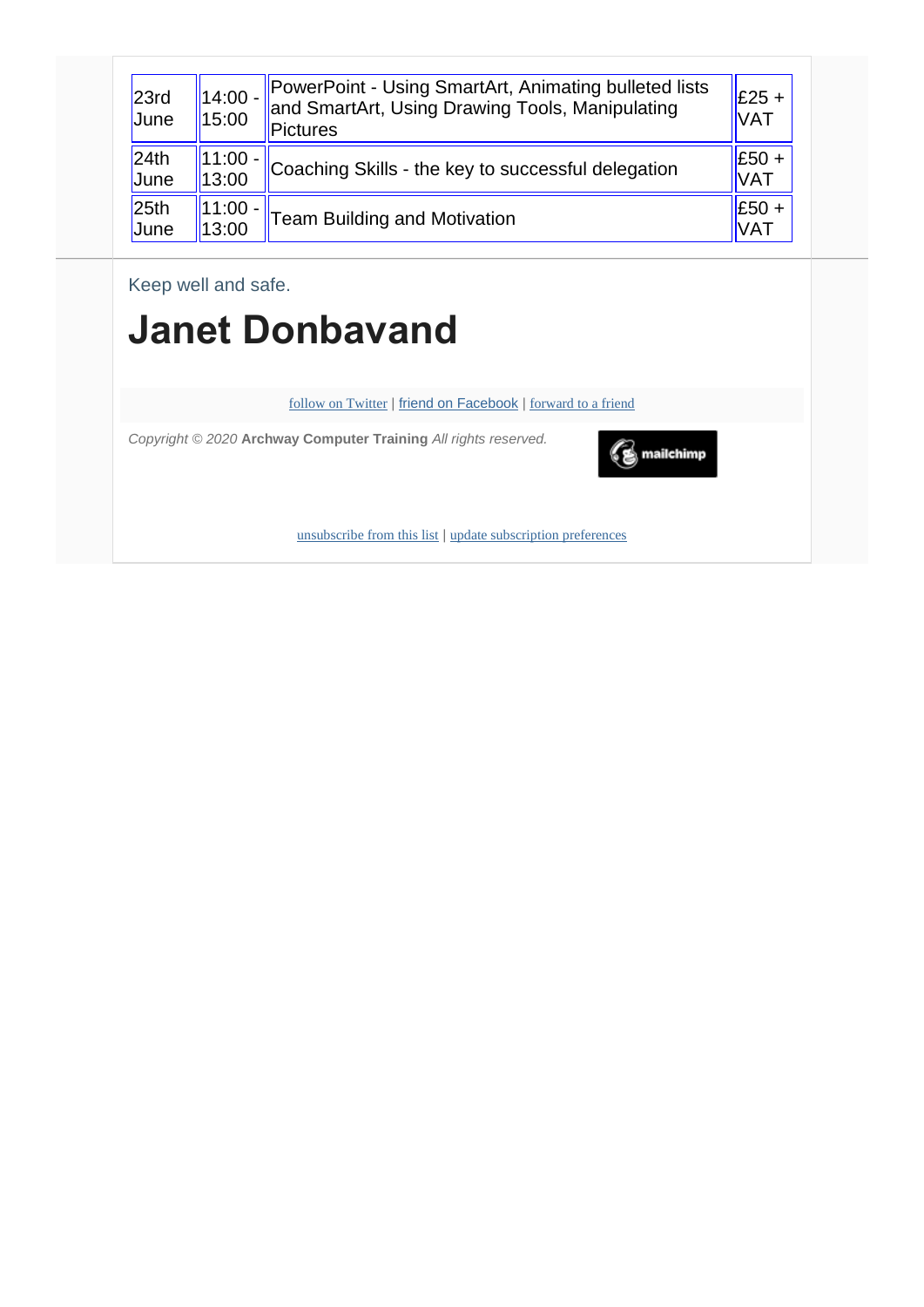| | | | |
|---|---|---|---|
| 23rd June | 14:00 - 15:00 | PowerPoint - Using SmartArt, Animating bulleted lists and SmartArt, Using Drawing Tools, Manipulating Pictures | £25 + VAT |
| 24th June | 11:00 - 13:00 | Coaching Skills - the key to successful delegation | £50 + VAT |
| 25th June | 11:00 - 13:00 | Team Building and Motivation | £50 + VAT |

Keep well and safe.

# Janet Donbavand

follow on Twitter | friend on Facebook | forward to a friend

*Copyright © 2020* **Archway Computer Training** *All rights reserved.*

mailchimp

unsubscribe from this list | update subscription preferences